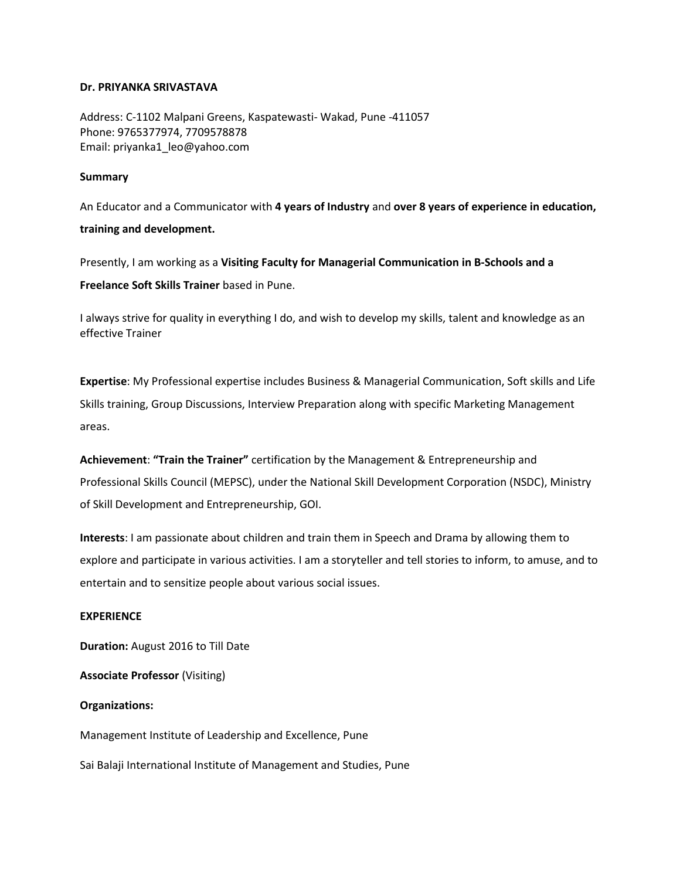**Dr. PRIYANKA SRIVASTAVA**

Address: C-1102 Malpani Greens, Kaspatewasti- Wakad, Pune -411057
Phone: 9765377974, 7709578878
Email: priyanka1_leo@yahoo.com

**Summary**

An Educator and a Communicator with **4 years of Industry** and **over 8 years of experience in education, training and development.**

Presently, I am working as a **Visiting Faculty for Managerial Communication in B-Schools and a Freelance Soft Skills Trainer** based in Pune.

I always strive for quality in everything I do, and wish to develop my skills, talent and knowledge as an effective Trainer

**Expertise**: My Professional expertise includes Business & Managerial Communication, Soft skills and Life Skills training, Group Discussions, Interview Preparation along with specific Marketing Management areas.

**Achievement**: **"Train the Trainer"** certification by the Management & Entrepreneurship and Professional Skills Council (MEPSC), under the National Skill Development Corporation (NSDC), Ministry of Skill Development and Entrepreneurship, GOI.

**Interests**: I am passionate about children and train them in Speech and Drama by allowing them to explore and participate in various activities. I am a storyteller and tell stories to inform, to amuse, and to entertain and to sensitize people about various social issues.

**EXPERIENCE**

**Duration:** August 2016 to Till Date

**Associate Professor** (Visiting)

**Organizations:**

Management Institute of Leadership and Excellence, Pune

Sai Balaji International Institute of Management and Studies, Pune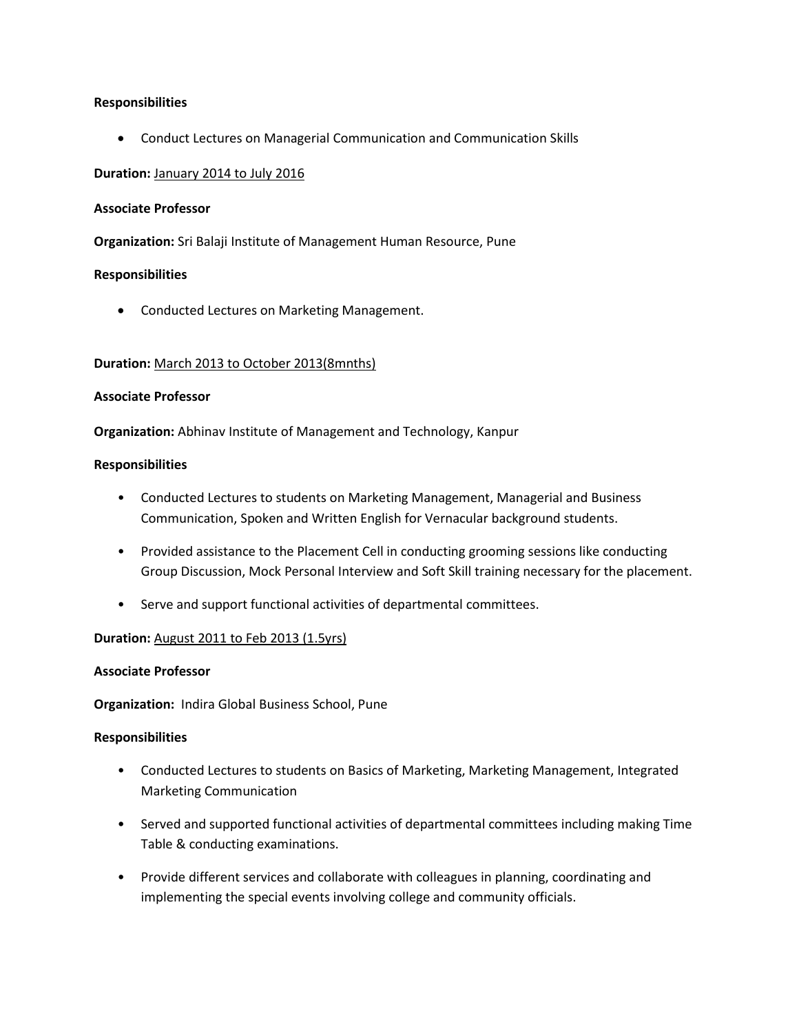**Responsibilities**

- Conduct Lectures on Managerial Communication and Communication Skills

**Duration:** <u>January 2014 to July 2016</u>

**Associate Professor**

**Organization:** Sri Balaji Institute of Management Human Resource, Pune

**Responsibilities**

- Conducted Lectures on Marketing Management.

**Duration:** <u>March 2013 to October 2013(8mnths)</u>

**Associate Professor**

**Organization:** Abhinav Institute of Management and Technology, Kanpur

**Responsibilities**

- Conducted Lectures to students on Marketing Management, Managerial and Business Communication, Spoken and Written English for Vernacular background students.
- Provided assistance to the Placement Cell in conducting grooming sessions like conducting Group Discussion, Mock Personal Interview and Soft Skill training necessary for the placement.
- Serve and support functional activities of departmental committees.

**Duration:** <u>August 2011 to Feb 2013 (1.5yrs)</u>

**Associate Professor**

**Organization:** Indira Global Business School, Pune

**Responsibilities**

- Conducted Lectures to students on Basics of Marketing, Marketing Management, Integrated Marketing Communication
- Served and supported functional activities of departmental committees including making Time Table & conducting examinations.
- Provide different services and collaborate with colleagues in planning, coordinating and implementing the special events involving college and community officials.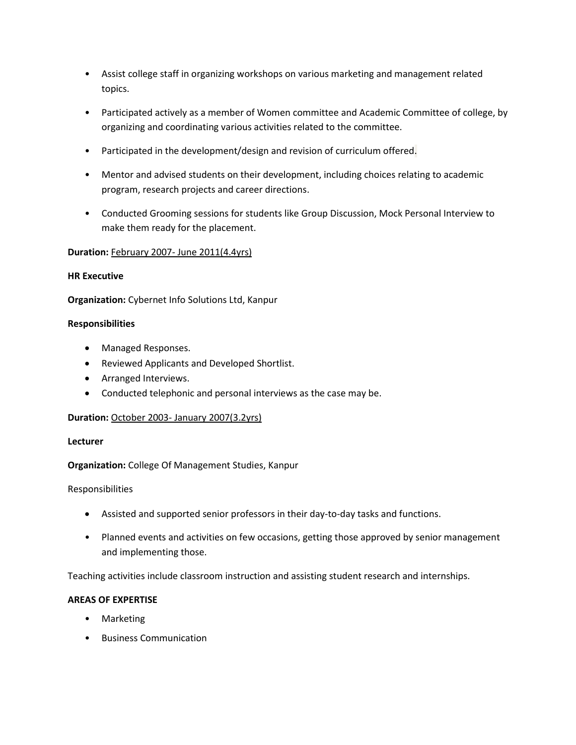- Assist college staff in organizing workshops on various marketing and management related topics.

- Participated actively as a member of Women committee and Academic Committee of college, by organizing and coordinating various activities related to the committee.

- Participated in the development/design and revision of curriculum offered.

- Mentor and advised students on their development, including choices relating to academic program, research projects and career directions.

- Conducted Grooming sessions for students like Group Discussion, Mock Personal Interview to make them ready for the placement.

**Duration:** February 2007- June 2011(4.4yrs)

**HR Executive**

**Organization:** Cybernet Info Solutions Ltd, Kanpur

**Responsibilities**

- Managed Responses.
- Reviewed Applicants and Developed Shortlist.
- Arranged Interviews.
- Conducted telephonic and personal interviews as the case may be.

**Duration:** October 2003- January 2007(3.2yrs)

**Lecturer**

**Organization:** College Of Management Studies, Kanpur

Responsibilities

- Assisted and supported senior professors in their day-to-day tasks and functions.

- Planned events and activities on few occasions, getting those approved by senior management and implementing those.

Teaching activities include classroom instruction and assisting student research and internships.

**AREAS OF EXPERTISE**

- Marketing

- Business Communication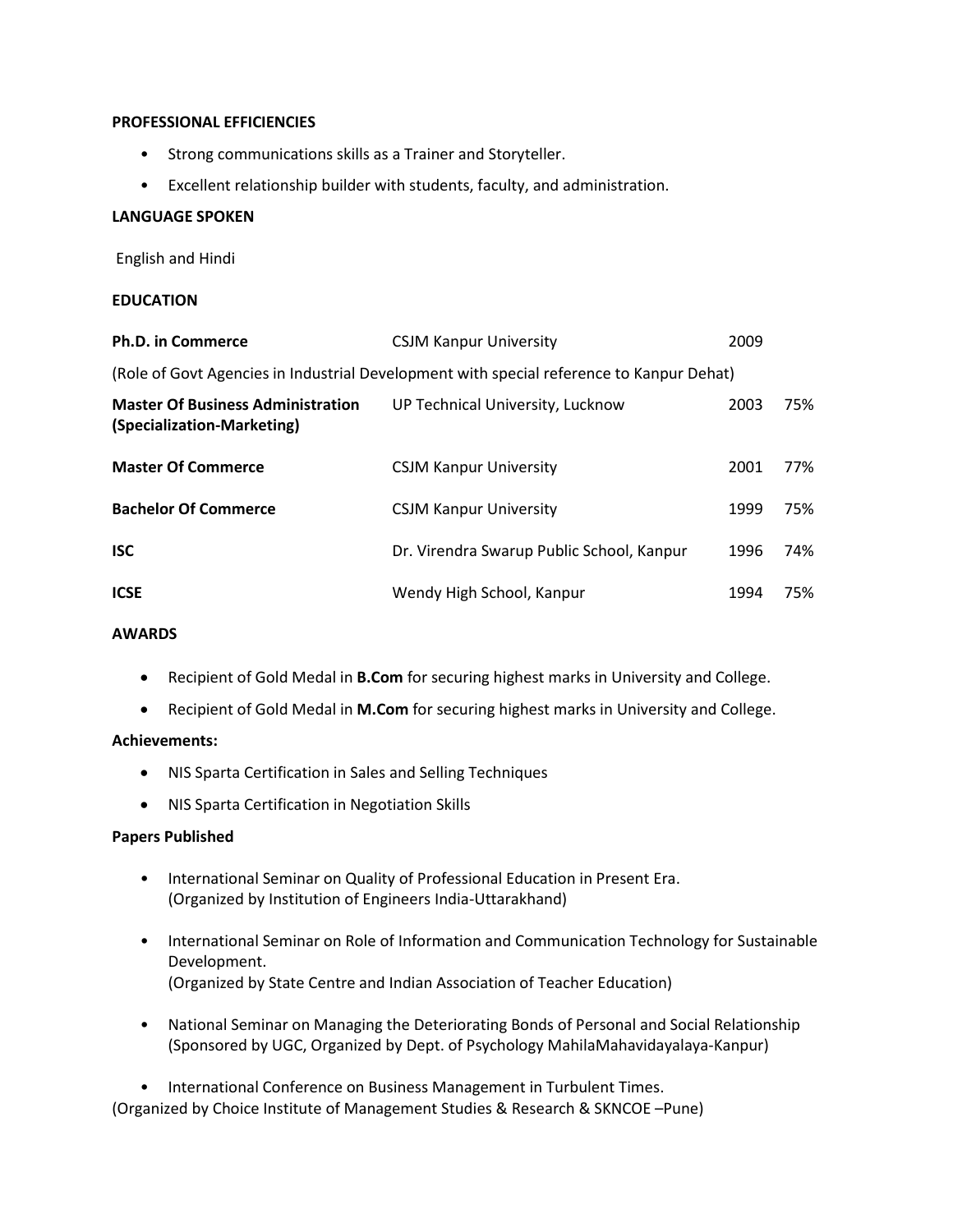**PROFESSIONAL EFFICIENCIES**

- Strong communications skills as a Trainer and Storyteller.
- Excellent relationship builder with students, faculty, and administration.

**LANGUAGE SPOKEN**

English and Hindi

**EDUCATION**

| | | | |
|---|---|---|---|
| **Ph.D. in Commerce** | CSJM Kanpur University | 2009 | |
| (Role of Govt Agencies in Industrial Development with special reference to Kanpur Dehat) | | | |
| **Master Of Business Administration (Specialization-Marketing)** | UP Technical University, Lucknow | 2003 | 75% |
| **Master Of Commerce** | CSJM Kanpur University | 2001 | 77% |
| **Bachelor Of Commerce** | CSJM Kanpur University | 1999 | 75% |
| **ISC** | Dr. Virendra Swarup Public School, Kanpur | 1996 | 74% |
| **ICSE** | Wendy High School, Kanpur | 1994 | 75% |

**AWARDS**

- Recipient of Gold Medal in **B.Com** for securing highest marks in University and College.
- Recipient of Gold Medal in **M.Com** for securing highest marks in University and College.

**Achievements:**

- NIS Sparta Certification in Sales and Selling Techniques
- NIS Sparta Certification in Negotiation Skills

**Papers Published**

- International Seminar on Quality of Professional Education in Present Era. (Organized by Institution of Engineers India-Uttarakhand)
- International Seminar on Role of Information and Communication Technology for Sustainable Development. (Organized by State Centre and Indian Association of Teacher Education)
- National Seminar on Managing the Deteriorating Bonds of Personal and Social Relationship (Sponsored by UGC, Organized by Dept. of Psychology MahilaMahavidayalaya-Kanpur)
- International Conference on Business Management in Turbulent Times. (Organized by Choice Institute of Management Studies & Research & SKNCOE –Pune)